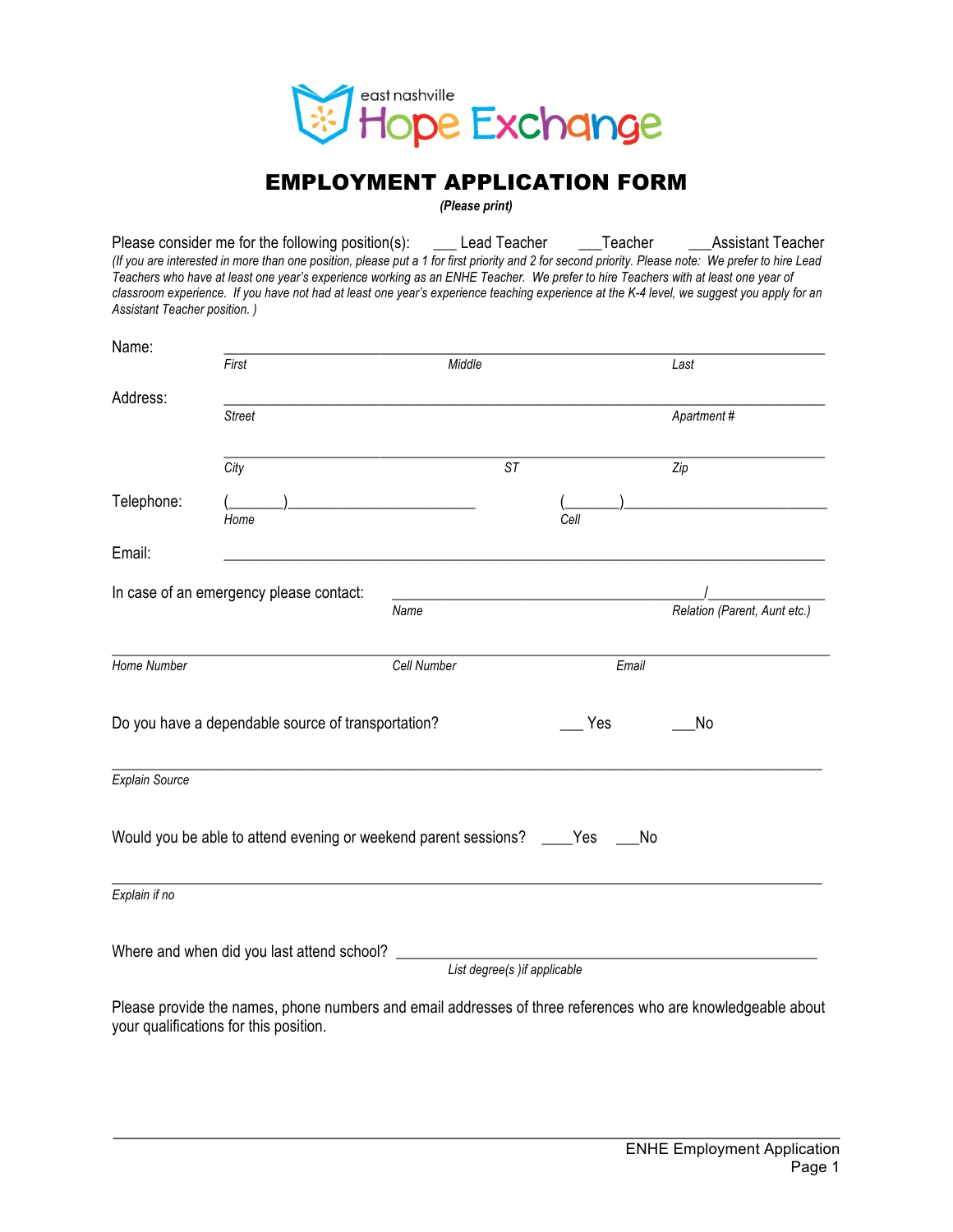east nashville **Hope Exchange**

# EMPLOYMENT APPLICATION FORM

***(Please print)***

Please consider me for the following position(s): ___ Lead Teacher ___Teacher ___Assistant Teacher

*(If you are interested in more than one position, please put a 1 for first priority and 2 for second priority. Please note: We prefer to hire Lead Teachers who have at least one year's experience working as an ENHE Teacher. We prefer to hire Teachers with at least one year of classroom experience. If you have not had at least one year's experience teaching experience at the K-4 level, we suggest you apply for an Assistant Teacher position. )*

Name: ______________________________________________________________________

*First* *Middle* *Last*

Address: ______________________________________________________________________

*Street* *Apartment #*

______________________________________________________________________

*City* *ST* *Zip*

Telephone: (_______)________________________ (_______)___________________________

*Home* *Cell*

Email: ______________________________________________________________________

In case of an emergency please contact: ________________________________________/_______________

*Name* *Relation (Parent, Aunt etc.)*

______________________________________________________________________________________

*Home Number* *Cell Number* *Email*

Do you have a dependable source of transportation? ___ Yes ___No

______________________________________________________________________________________

*Explain Source*

Would you be able to attend evening or weekend parent sessions? ____Yes ___No

______________________________________________________________________________________

*Explain if no*

Where and when did you last attend school? ____________________________________________________

*List degree(s )if applicable*

Please provide the names, phone numbers and email addresses of three references who are knowledgeable about your qualifications for this position.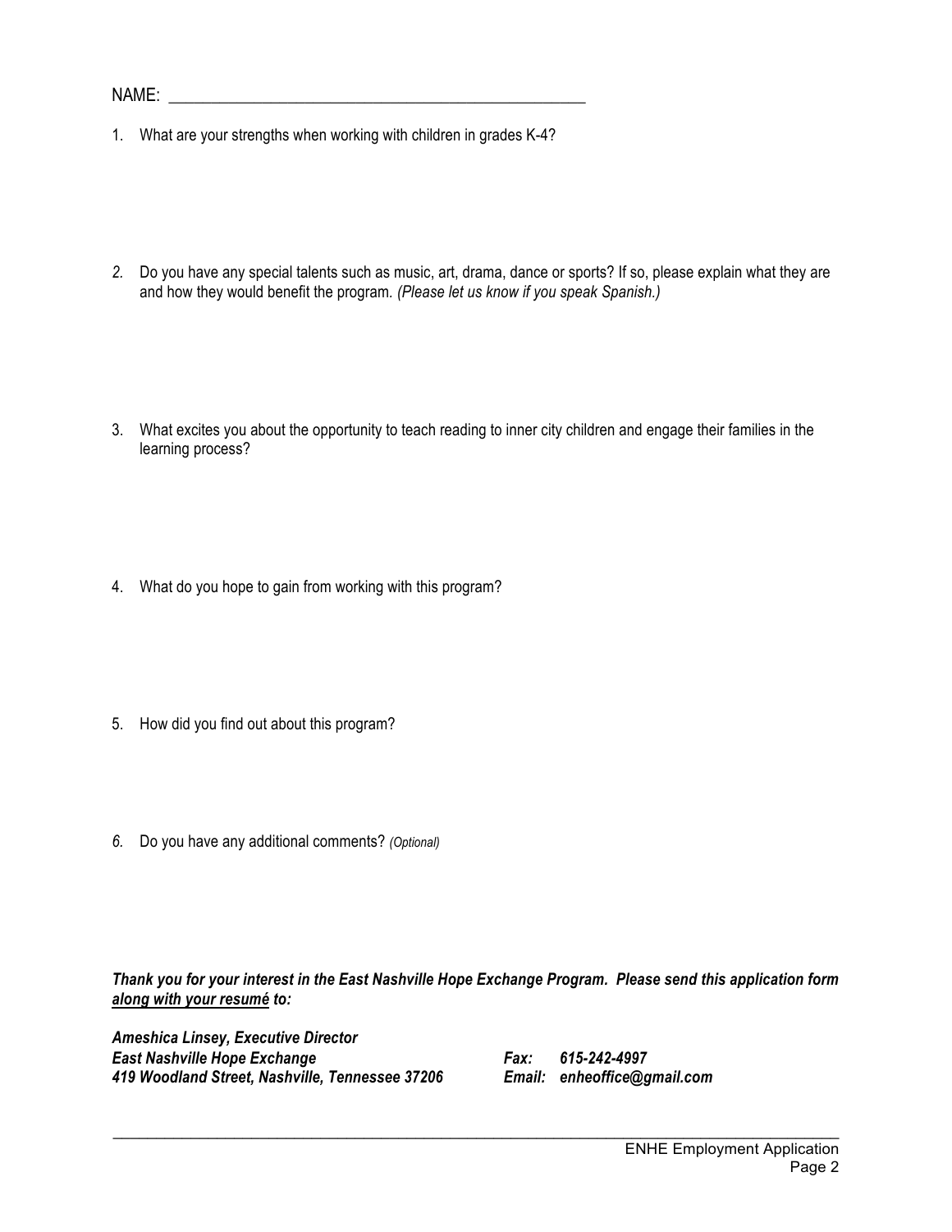NAME: ___________________________________________________

1. What are your strengths when working with children in grades K-4?

2. Do you have any special talents such as music, art, drama, dance or sports? If so, please explain what they are and how they would benefit the program. *(Please let us know if you speak Spanish.)*

3. What excites you about the opportunity to teach reading to inner city children and engage their families in the learning process?

4. What do you hope to gain from working with this program?

5. How did you find out about this program?

6. Do you have any additional comments? *(Optional)*

***Thank you for your interest in the East Nashville Hope Exchange Program. Please send this application form <u>along with your resumé</u> to:***

***Ameshica Linsey, Executive Director***
***East Nashville Hope Exchange***
***419 Woodland Street, Nashville, Tennessee 37206***

***Fax: 615-242-4997***
***Email: enheoffice@gmail.com***